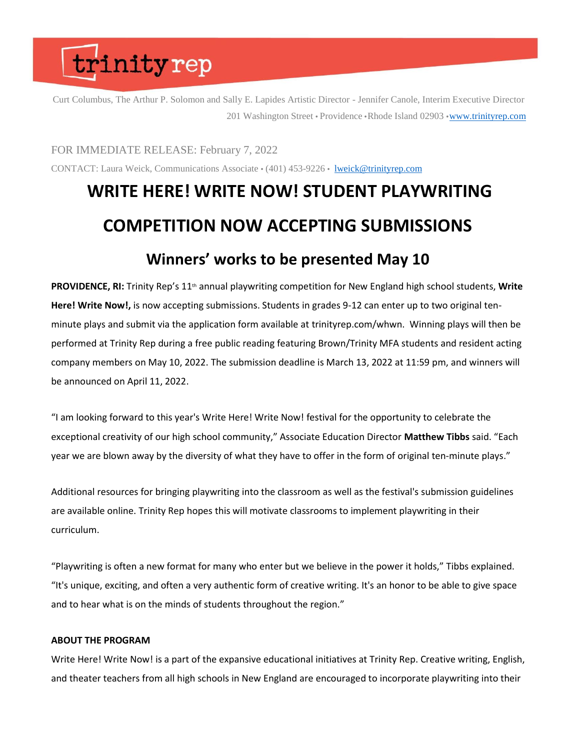trinity rep

Curt Columbus, The Arthur P. Solomon and Sally E. Lapides Artistic Director - Jennifer Canole, Interim Executive Director
201 Washington Street • Providence • Rhode Island 02903 • www.trinityrep.com

FOR IMMEDIATE RELEASE: February 7, 2022

CONTACT: Laura Weick, Communications Associate • (401) 453-9226 • lweick@trinityrep.com

# WRITE HERE! WRITE NOW! STUDENT PLAYWRITING COMPETITION NOW ACCEPTING SUBMISSIONS

## Winners' works to be presented May 10

**PROVIDENCE, RI:** Trinity Rep's 11th annual playwriting competition for New England high school students, **Write Here! Write Now!,** is now accepting submissions. Students in grades 9-12 can enter up to two original ten-minute plays and submit via the application form available at trinityrep.com/whwn. Winning plays will then be performed at Trinity Rep during a free public reading featuring Brown/Trinity MFA students and resident acting company members on May 10, 2022. The submission deadline is March 13, 2022 at 11:59 pm, and winners will be announced on April 11, 2022.

"I am looking forward to this year's Write Here! Write Now! festival for the opportunity to celebrate the exceptional creativity of our high school community," Associate Education Director **Matthew Tibbs** said. "Each year we are blown away by the diversity of what they have to offer in the form of original ten-minute plays."

Additional resources for bringing playwriting into the classroom as well as the festival's submission guidelines are available online. Trinity Rep hopes this will motivate classrooms to implement playwriting in their curriculum.

"Playwriting is often a new format for many who enter but we believe in the power it holds," Tibbs explained. "It's unique, exciting, and often a very authentic form of creative writing. It's an honor to be able to give space and to hear what is on the minds of students throughout the region."

**ABOUT THE PROGRAM**

Write Here! Write Now! is a part of the expansive educational initiatives at Trinity Rep. Creative writing, English, and theater teachers from all high schools in New England are encouraged to incorporate playwriting into their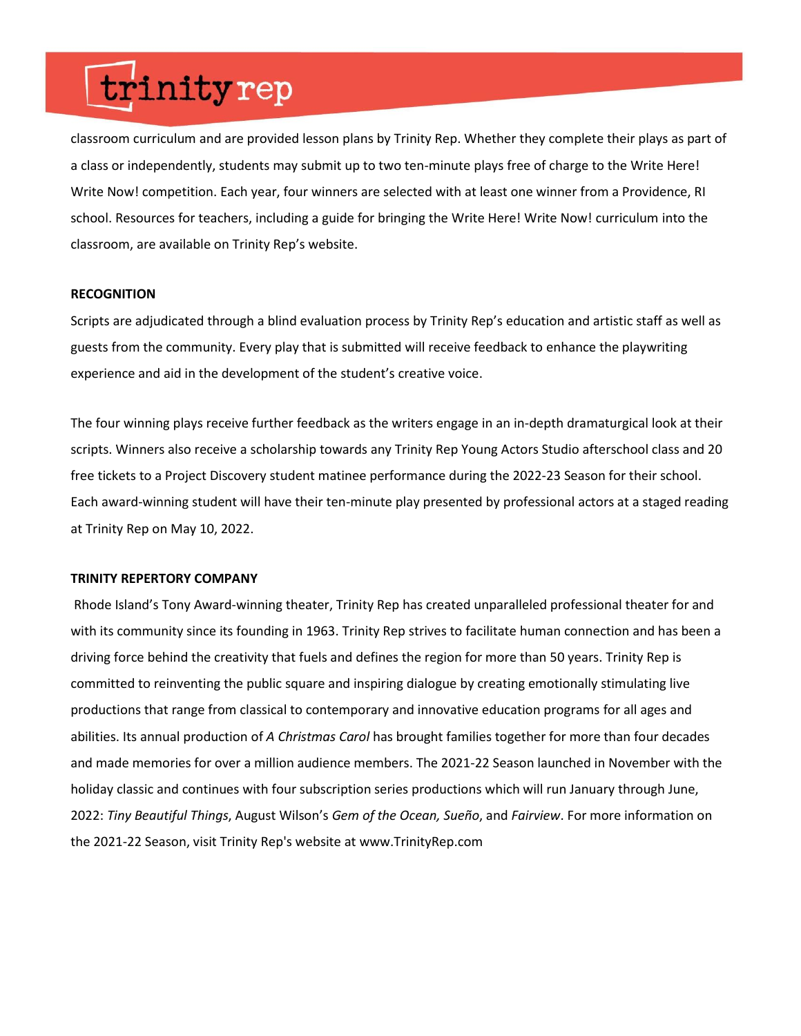classroom curriculum and are provided lesson plans by Trinity Rep. Whether they complete their plays as part of a class or independently, students may submit up to two ten-minute plays free of charge to the Write Here! Write Now! competition. Each year, four winners are selected with at least one winner from a Providence, RI school. Resources for teachers, including a guide for bringing the Write Here! Write Now! curriculum into the classroom, are available on Trinity Rep's website.

**RECOGNITION**

Scripts are adjudicated through a blind evaluation process by Trinity Rep's education and artistic staff as well as guests from the community. Every play that is submitted will receive feedback to enhance the playwriting experience and aid in the development of the student's creative voice.

The four winning plays receive further feedback as the writers engage in an in-depth dramaturgical look at their scripts. Winners also receive a scholarship towards any Trinity Rep Young Actors Studio afterschool class and 20 free tickets to a Project Discovery student matinee performance during the 2022-23 Season for their school. Each award-winning student will have their ten-minute play presented by professional actors at a staged reading at Trinity Rep on May 10, 2022.

**TRINITY REPERTORY COMPANY**

Rhode Island's Tony Award-winning theater, Trinity Rep has created unparalleled professional theater for and with its community since its founding in 1963. Trinity Rep strives to facilitate human connection and has been a driving force behind the creativity that fuels and defines the region for more than 50 years. Trinity Rep is committed to reinventing the public square and inspiring dialogue by creating emotionally stimulating live productions that range from classical to contemporary and innovative education programs for all ages and abilities. Its annual production of *A Christmas Carol* has brought families together for more than four decades and made memories for over a million audience members. The 2021-22 Season launched in November with the holiday classic and continues with four subscription series productions which will run January through June, 2022: *Tiny Beautiful Things*, August Wilson's *Gem of the Ocean, Sueño*, and *Fairview*. For more information on the 2021-22 Season, visit Trinity Rep's website at www.TrinityRep.com